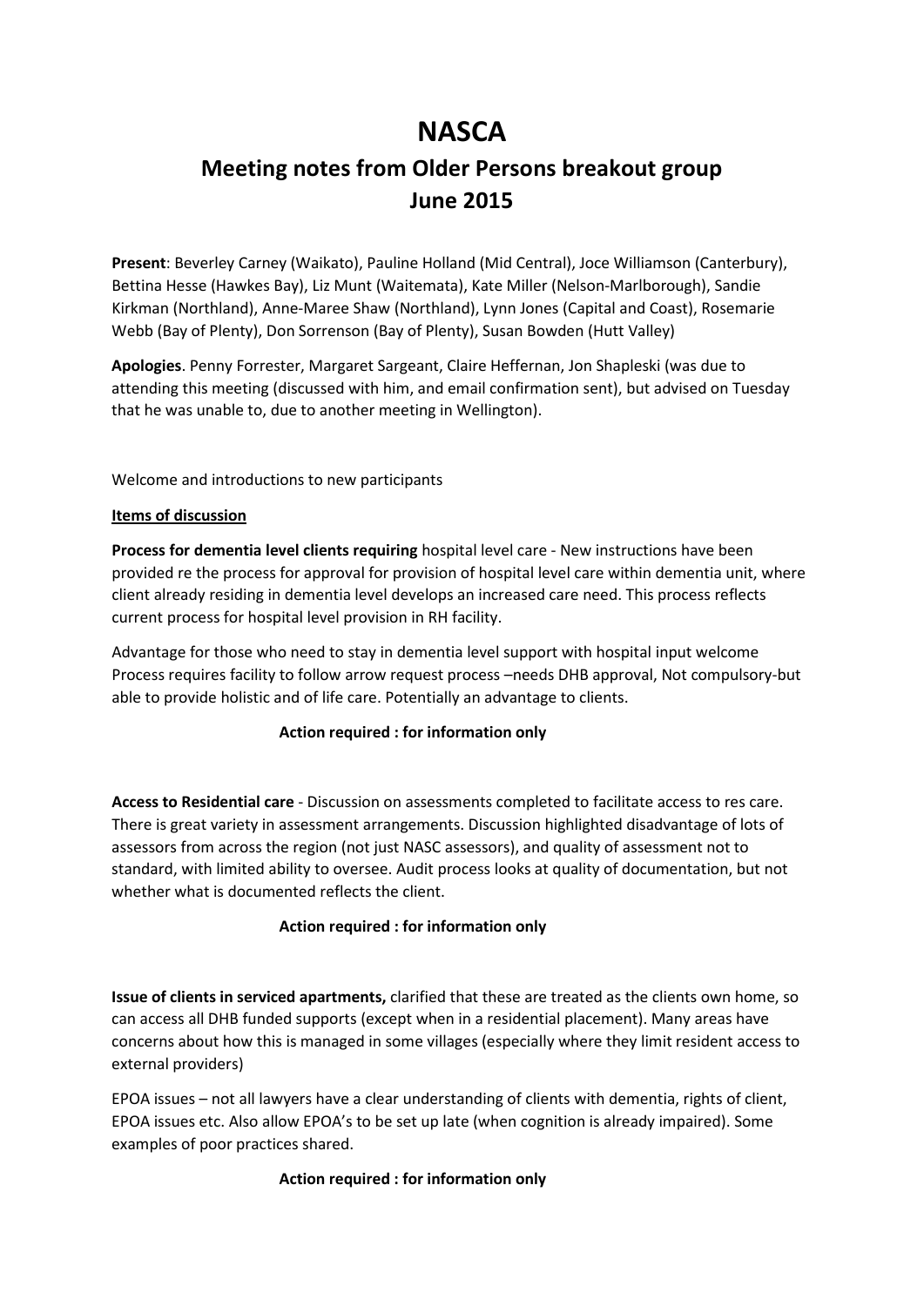# NASCA

## Meeting notes from Older Persons breakout group
## June 2015

**Present**: Beverley Carney (Waikato), Pauline Holland (Mid Central), Joce Williamson (Canterbury), Bettina Hesse (Hawkes Bay), Liz Munt (Waitemata), Kate Miller (Nelson-Marlborough), Sandie Kirkman (Northland), Anne-Maree Shaw (Northland), Lynn Jones (Capital and Coast), Rosemarie Webb (Bay of Plenty), Don Sorrenson (Bay of Plenty), Susan Bowden (Hutt Valley)

**Apologies**. Penny Forrester, Margaret Sargeant, Claire Heffernan, Jon Shapleski (was due to attending this meeting (discussed with him, and email confirmation sent), but advised on Tuesday that he was unable to, due to another meeting in Wellington).

Welcome and introductions to new participants

**Items of discussion**

**Process for dementia level clients requiring** hospital level care - New instructions have been provided re the process for approval for provision of hospital level care within dementia unit, where client already residing in dementia level develops an increased care need. This process reflects current process for hospital level provision in RH facility.

Advantage for those who need to stay in dementia level support with hospital input welcome Process requires facility to follow arrow request process –needs DHB approval, Not compulsory-but able to provide holistic and of life care. Potentially an advantage to clients.

**Action required : for information only**

**Access to Residential care** - Discussion on assessments completed to facilitate access to res care. There is great variety in assessment arrangements. Discussion highlighted disadvantage of lots of assessors from across the region (not just NASC assessors), and quality of assessment not to standard, with limited ability to oversee. Audit process looks at quality of documentation, but not whether what is documented reflects the client.

**Action required : for information only**

**Issue of clients in serviced apartments,** clarified that these are treated as the clients own home, so can access all DHB funded supports (except when in a residential placement). Many areas have concerns about how this is managed in some villages (especially where they limit resident access to external providers)

EPOA issues – not all lawyers have a clear understanding of clients with dementia, rights of client, EPOA issues etc. Also allow EPOA's to be set up late (when cognition is already impaired). Some examples of poor practices shared.

**Action required : for information only**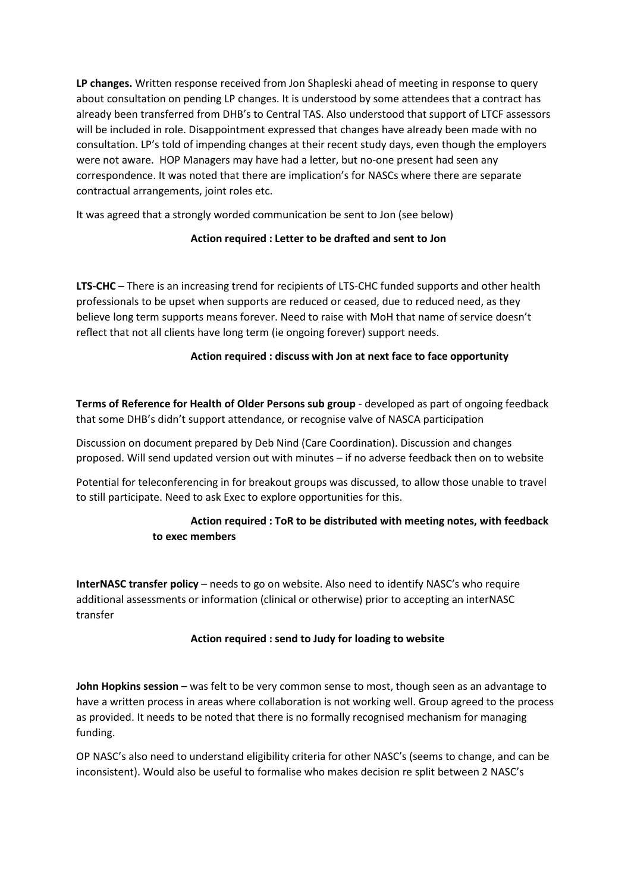**LP changes.** Written response received from Jon Shapleski ahead of meeting in response to query about consultation on pending LP changes. It is understood by some attendees that a contract has already been transferred from DHB's to Central TAS. Also understood that support of LTCF assessors will be included in role. Disappointment expressed that changes have already been made with no consultation. LP's told of impending changes at their recent study days, even though the employers were not aware. HOP Managers may have had a letter, but no-one present had seen any correspondence. It was noted that there are implication's for NASCs where there are separate contractual arrangements, joint roles etc.

It was agreed that a strongly worded communication be sent to Jon (see below)

**Action required : Letter to be drafted and sent to Jon**

**LTS-CHC** – There is an increasing trend for recipients of LTS-CHC funded supports and other health professionals to be upset when supports are reduced or ceased, due to reduced need, as they believe long term supports means forever. Need to raise with MoH that name of service doesn't reflect that not all clients have long term (ie ongoing forever) support needs.

**Action required : discuss with Jon at next face to face opportunity**

**Terms of Reference for Health of Older Persons sub group** - developed as part of ongoing feedback that some DHB's didn't support attendance, or recognise valve of NASCA participation

Discussion on document prepared by Deb Nind (Care Coordination). Discussion and changes proposed. Will send updated version out with minutes – if no adverse feedback then on to website

Potential for teleconferencing in for breakout groups was discussed, to allow those unable to travel to still participate. Need to ask Exec to explore opportunities for this.

**Action required : ToR to be distributed with meeting notes, with feedback to exec members**

**InterNASC transfer policy** – needs to go on website. Also need to identify NASC's who require additional assessments or information (clinical or otherwise) prior to accepting an interNASC transfer

**Action required : send to Judy for loading to website**

**John Hopkins session** – was felt to be very common sense to most, though seen as an advantage to have a written process in areas where collaboration is not working well. Group agreed to the process as provided. It needs to be noted that there is no formally recognised mechanism for managing funding.

OP NASC's also need to understand eligibility criteria for other NASC's (seems to change, and can be inconsistent). Would also be useful to formalise who makes decision re split between 2 NASC's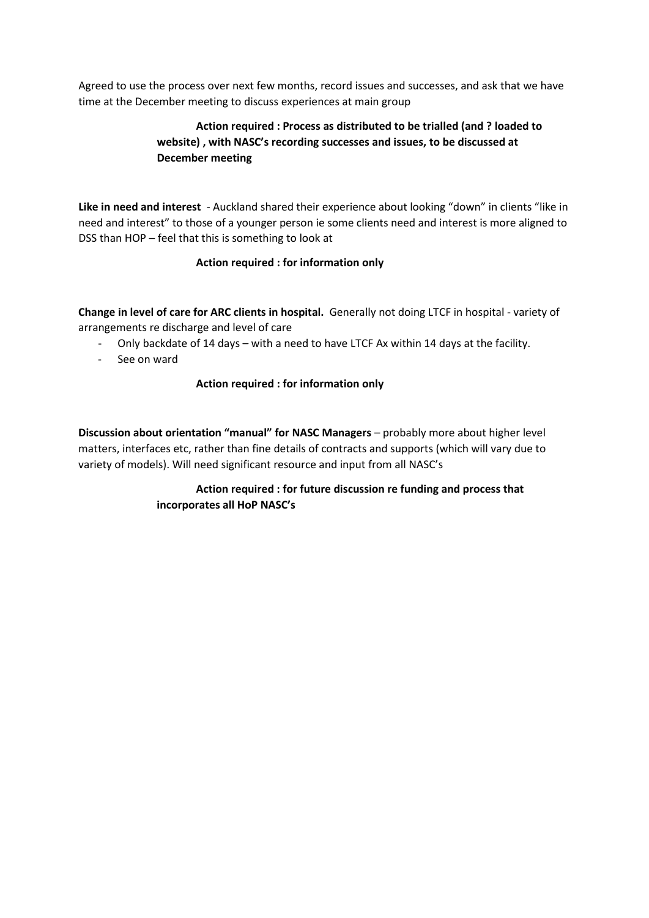Agreed to use the process over next few months, record issues and successes, and ask that we have time at the December meeting to discuss experiences at main group

**Action required : Process as distributed to be trialled (and ? loaded to website) , with NASC's recording successes and issues, to be discussed at December meeting**

**Like in need and interest** - Auckland shared their experience about looking "down" in clients "like in need and interest" to those of a younger person ie some clients need and interest is more aligned to DSS than HOP – feel that this is something to look at

**Action required : for information only**

**Change in level of care for ARC clients in hospital.** Generally not doing LTCF in hospital - variety of arrangements re discharge and level of care

- Only backdate of 14 days – with a need to have LTCF Ax within 14 days at the facility.
- See on ward

**Action required : for information only**

**Discussion about orientation "manual" for NASC Managers** – probably more about higher level matters, interfaces etc, rather than fine details of contracts and supports (which will vary due to variety of models). Will need significant resource and input from all NASC's

**Action required : for future discussion re funding and process that incorporates all HoP NASC's**